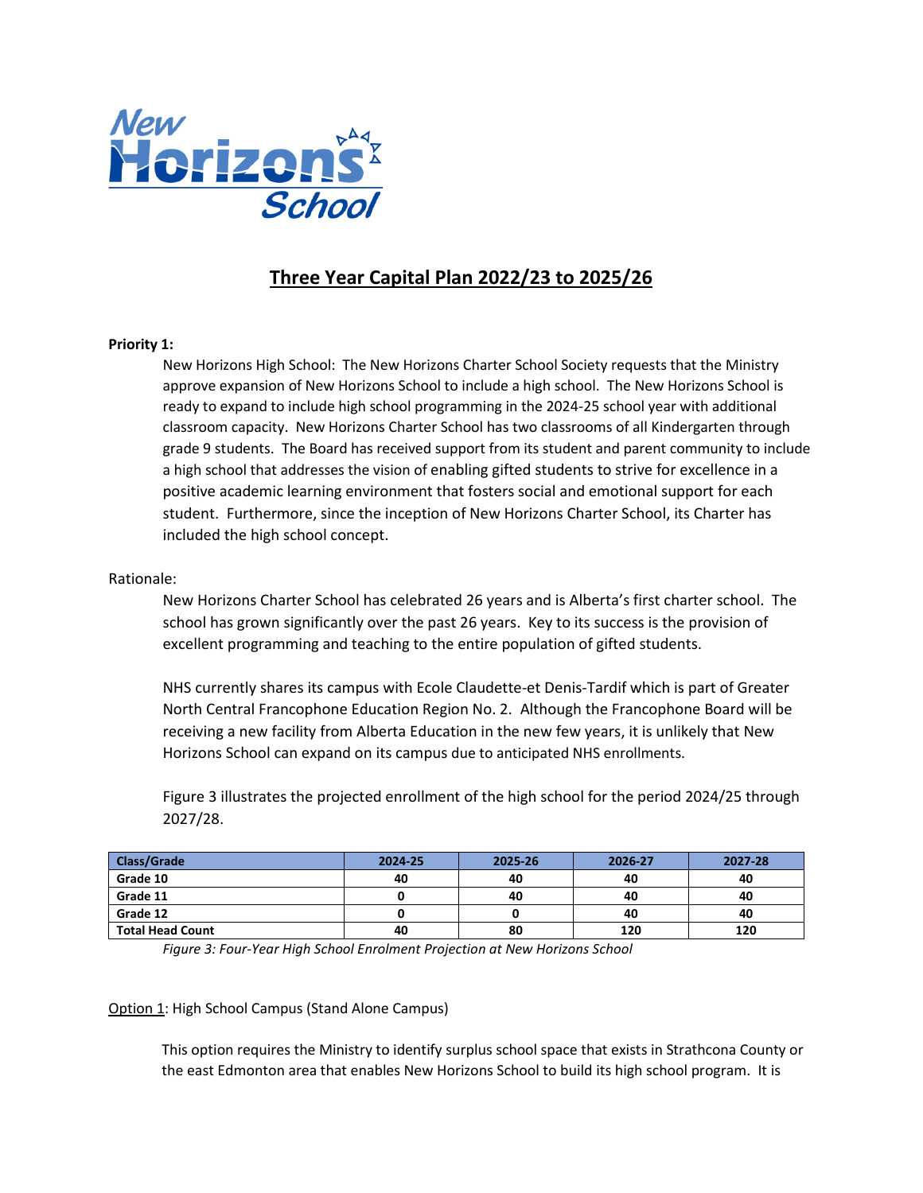# Three Year Capital Plan 2022/23 to 2025/26

**Priority 1:**

New Horizons High School: The New Horizons Charter School Society requests that the Ministry approve expansion of New Horizons School to include a high school. The New Horizons School is ready to expand to include high school programming in the 2024-25 school year with additional classroom capacity. New Horizons Charter School has two classrooms of all Kindergarten through grade 9 students. The Board has received support from its student and parent community to include a high school that addresses the vision of enabling gifted students to strive for excellence in a positive academic learning environment that fosters social and emotional support for each student. Furthermore, since the inception of New Horizons Charter School, its Charter has included the high school concept.

Rationale:

New Horizons Charter School has celebrated 26 years and is Alberta's first charter school. The school has grown significantly over the past 26 years. Key to its success is the provision of excellent programming and teaching to the entire population of gifted students.

NHS currently shares its campus with Ecole Claudette-et Denis-Tardif which is part of Greater North Central Francophone Education Region No. 2. Although the Francophone Board will be receiving a new facility from Alberta Education in the new few years, it is unlikely that New Horizons School can expand on its campus due to anticipated NHS enrollments.

Figure 3 illustrates the projected enrollment of the high school for the period 2024/25 through 2027/28.

| Class/Grade | 2024-25 | 2025-26 | 2026-27 | 2027-28 |
|---|---|---|---|---|
| **Grade 10** | 40 | 40 | 40 | 40 |
| **Grade 11** | 0 | 40 | 40 | 40 |
| **Grade 12** | 0 | 0 | 40 | 40 |
| **Total Head Count** | 40 | 80 | 120 | 120 |

*Figure 3: Four-Year High School Enrolment Projection at New Horizons School*

Option 1: High School Campus (Stand Alone Campus)

This option requires the Ministry to identify surplus school space that exists in Strathcona County or the east Edmonton area that enables New Horizons School to build its high school program. It is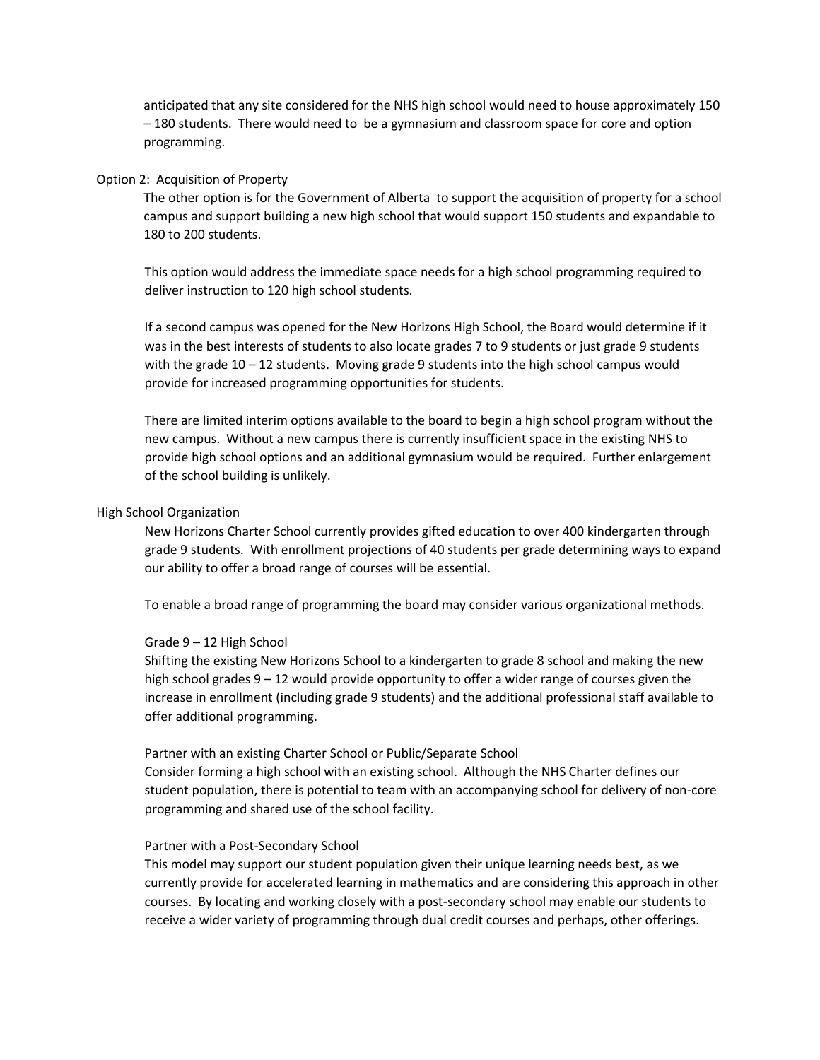anticipated that any site considered for the NHS high school would need to house approximately 150 – 180 students. There would need to be a gymnasium and classroom space for core and option programming.

### Option 2: Acquisition of Property

The other option is for the Government of Alberta to support the acquisition of property for a school campus and support building a new high school that would support 150 students and expandable to 180 to 200 students.

This option would address the immediate space needs for a high school programming required to deliver instruction to 120 high school students.

If a second campus was opened for the New Horizons High School, the Board would determine if it was in the best interests of students to also locate grades 7 to 9 students or just grade 9 students with the grade 10 – 12 students. Moving grade 9 students into the high school campus would provide for increased programming opportunities for students.

There are limited interim options available to the board to begin a high school program without the new campus. Without a new campus there is currently insufficient space in the existing NHS to provide high school options and an additional gymnasium would be required. Further enlargement of the school building is unlikely.

## High School Organization

New Horizons Charter School currently provides gifted education to over 400 kindergarten through grade 9 students. With enrollment projections of 40 students per grade determining ways to expand our ability to offer a broad range of courses will be essential.

To enable a broad range of programming the board may consider various organizational methods.

### Grade 9 – 12 High School

Shifting the existing New Horizons School to a kindergarten to grade 8 school and making the new high school grades 9 – 12 would provide opportunity to offer a wider range of courses given the increase in enrollment (including grade 9 students) and the additional professional staff available to offer additional programming.

### Partner with an existing Charter School or Public/Separate School

Consider forming a high school with an existing school. Although the NHS Charter defines our student population, there is potential to team with an accompanying school for delivery of non-core programming and shared use of the school facility.

### Partner with a Post-Secondary School

This model may support our student population given their unique learning needs best, as we currently provide for accelerated learning in mathematics and are considering this approach in other courses. By locating and working closely with a post-secondary school may enable our students to receive a wider variety of programming through dual credit courses and perhaps, other offerings.